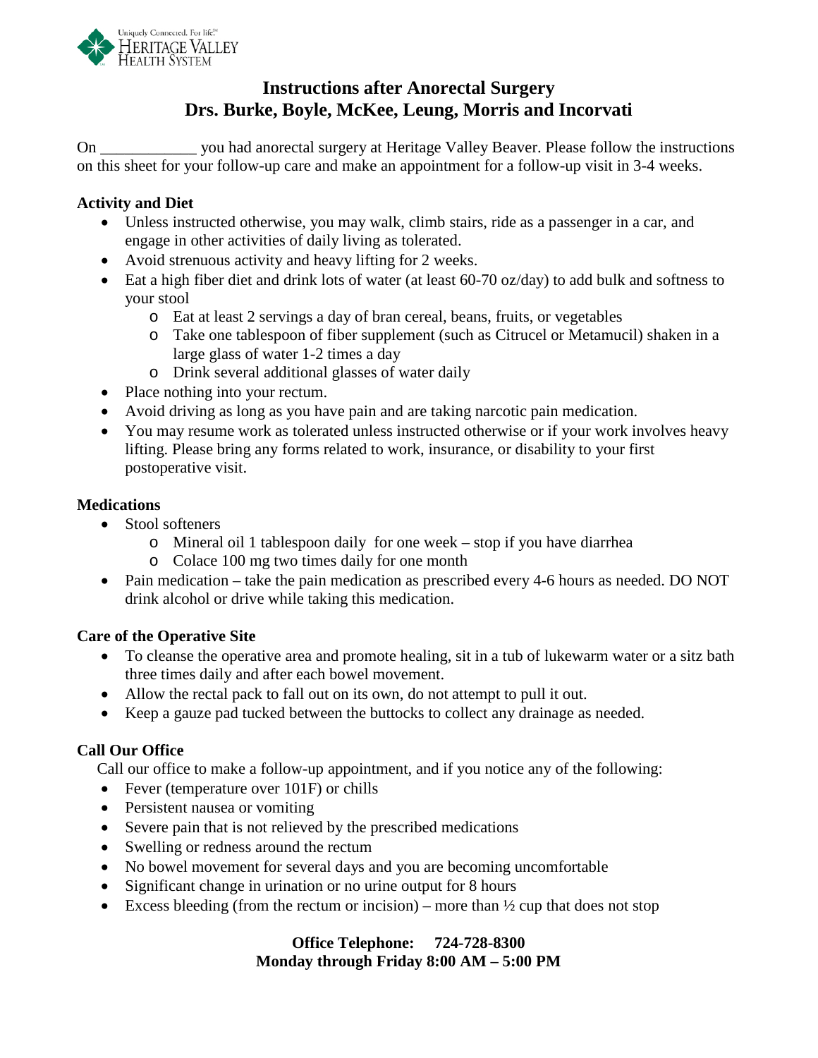Uniquely Connected. For life.℠
HERITAGE VALLEY
HEALTH SYSTEM

# Instructions after Anorectal Surgery
# Drs. Burke, Boyle, McKee, Leung, Morris and Incorvati

On ____________ you had anorectal surgery at Heritage Valley Beaver. Please follow the instructions on this sheet for your follow-up care and make an appointment for a follow-up visit in 3-4 weeks.

**Activity and Diet**

- Unless instructed otherwise, you may walk, climb stairs, ride as a passenger in a car, and engage in other activities of daily living as tolerated.
- Avoid strenuous activity and heavy lifting for 2 weeks.
- Eat a high fiber diet and drink lots of water (at least 60-70 oz/day) to add bulk and softness to your stool
  - Eat at least 2 servings a day of bran cereal, beans, fruits, or vegetables
  - Take one tablespoon of fiber supplement (such as Citrucel or Metamucil) shaken in a large glass of water 1-2 times a day
  - Drink several additional glasses of water daily
- Place nothing into your rectum.
- Avoid driving as long as you have pain and are taking narcotic pain medication.
- You may resume work as tolerated unless instructed otherwise or if your work involves heavy lifting. Please bring any forms related to work, insurance, or disability to your first postoperative visit.

**Medications**

- Stool softeners
  - Mineral oil 1 tablespoon daily for one week – stop if you have diarrhea
  - Colace 100 mg two times daily for one month
- Pain medication – take the pain medication as prescribed every 4-6 hours as needed. DO NOT drink alcohol or drive while taking this medication.

**Care of the Operative Site**

- To cleanse the operative area and promote healing, sit in a tub of lukewarm water or a sitz bath three times daily and after each bowel movement.
- Allow the rectal pack to fall out on its own, do not attempt to pull it out.
- Keep a gauze pad tucked between the buttocks to collect any drainage as needed.

**Call Our Office**

Call our office to make a follow-up appointment, and if you notice any of the following:

- Fever (temperature over 101F) or chills
- Persistent nausea or vomiting
- Severe pain that is not relieved by the prescribed medications
- Swelling or redness around the rectum
- No bowel movement for several days and you are becoming uncomfortable
- Significant change in urination or no urine output for 8 hours
- Excess bleeding (from the rectum or incision) – more than ½ cup that does not stop

**Office Telephone: 724-728-8300**
**Monday through Friday 8:00 AM – 5:00 PM**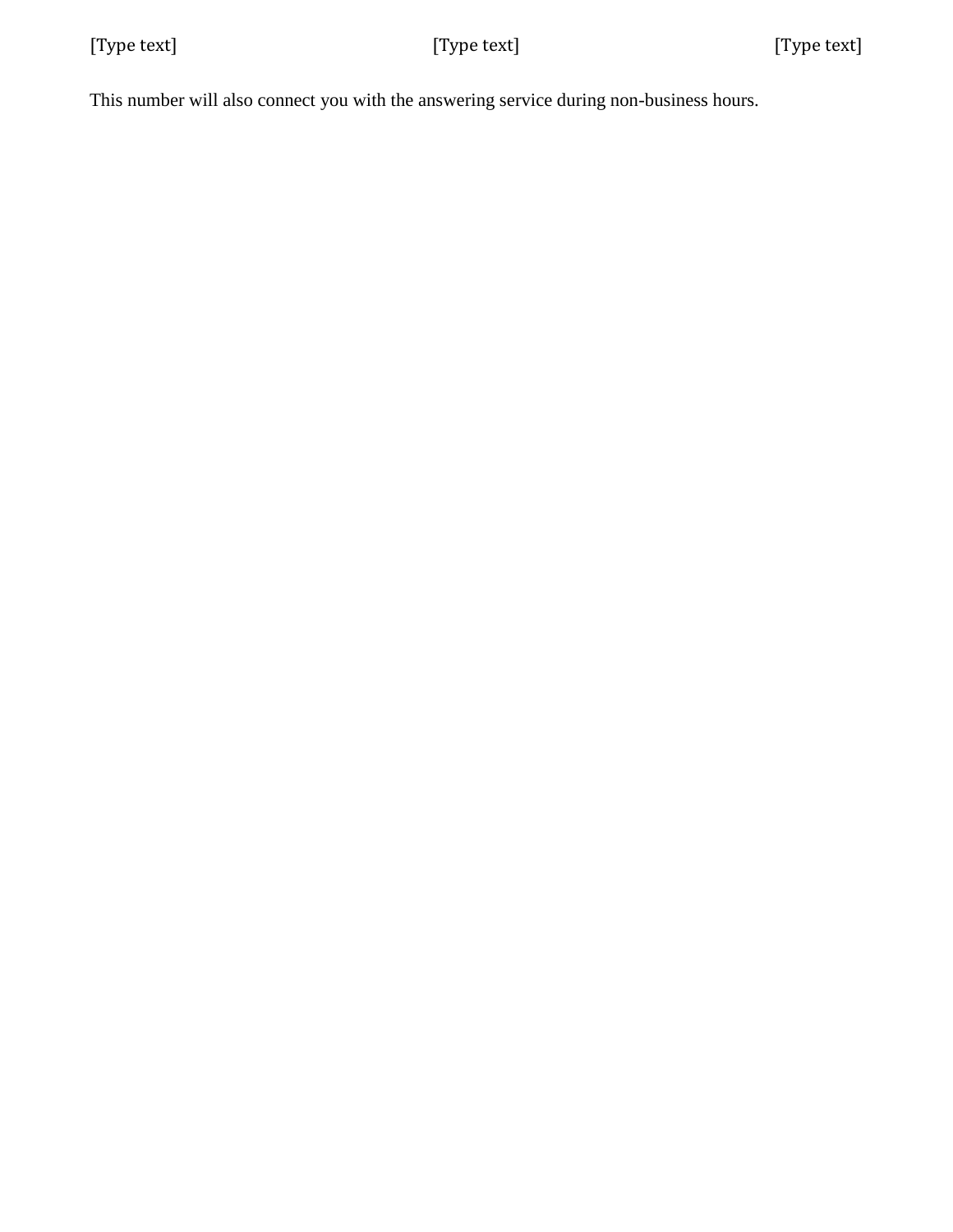This number will also connect you with the answering service during non-business hours.